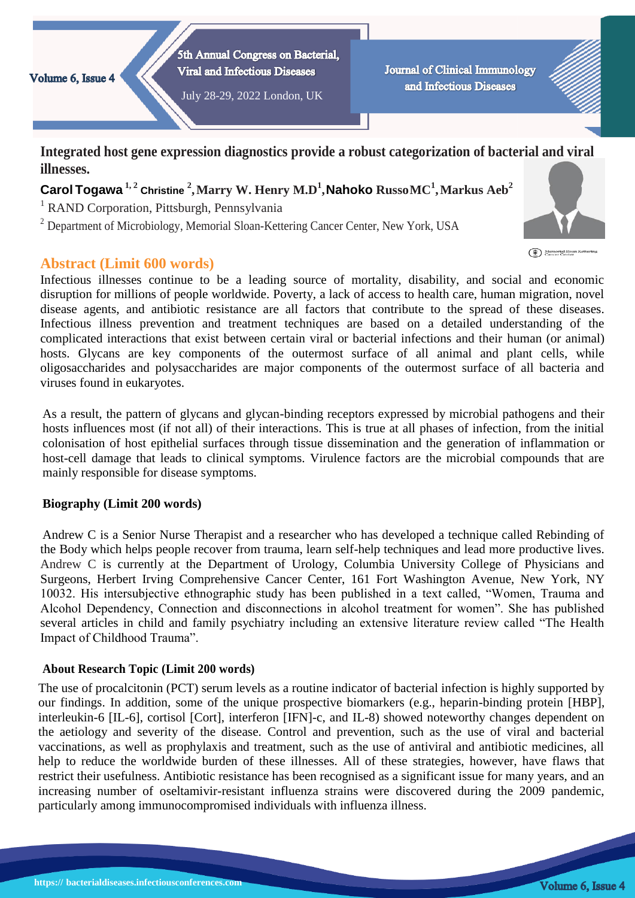# Integrated host gene expression diagnostics provide a robust categorization of bacterial and viral illnesses.

**Carol Togawa** [1, 2] **Christine** [2]**, Marry W. Henry M.D**[1]**, Nahoko Russo MC**[1]**, Markus Aeb**[2]

[1] RAND Corporation, Pittsburgh, Pennsylvania

[2] Department of Microbiology, Memorial Sloan-Kettering Cancer Center, New York, USA

## Abstract (Limit 600 words)

Infectious illnesses continue to be a leading source of mortality, disability, and social and economic disruption for millions of people worldwide. Poverty, a lack of access to health care, human migration, novel disease agents, and antibiotic resistance are all factors that contribute to the spread of these diseases. Infectious illness prevention and treatment techniques are based on a detailed understanding of the complicated interactions that exist between certain viral or bacterial infections and their human (or animal) hosts. Glycans are key components of the outermost surface of all animal and plant cells, while oligosaccharides and polysaccharides are major components of the outermost surface of all bacteria and viruses found in eukaryotes.

As a result, the pattern of glycans and glycan-binding receptors expressed by microbial pathogens and their hosts influences most (if not all) of their interactions. This is true at all phases of infection, from the initial colonisation of host epithelial surfaces through tissue dissemination and the generation of inflammation or host-cell damage that leads to clinical symptoms. Virulence factors are the microbial compounds that are mainly responsible for disease symptoms.

### Biography (Limit 200 words)

Andrew C is a Senior Nurse Therapist and a researcher who has developed a technique called Rebinding of the Body which helps people recover from trauma, learn self-help techniques and lead more productive lives. Andrew C is currently at the Department of Urology, Columbia University College of Physicians and Surgeons, Herbert Irving Comprehensive Cancer Center, 161 Fort Washington Avenue, New York, NY 10032. His intersubjective ethnographic study has been published in a text called, "Women, Trauma and Alcohol Dependency, Connection and disconnections in alcohol treatment for women". She has published several articles in child and family psychiatry including an extensive literature review called "The Health Impact of Childhood Trauma".

### About Research Topic (Limit 200 words)

The use of procalcitonin (PCT) serum levels as a routine indicator of bacterial infection is highly supported by our findings. In addition, some of the unique prospective biomarkers (e.g., heparin-binding protein [HBP], interleukin-6 [IL-6], cortisol [Cort], interferon [IFN]-c, and IL-8) showed noteworthy changes dependent on the aetiology and severity of the disease. Control and prevention, such as the use of viral and bacterial vaccinations, as well as prophylaxis and treatment, such as the use of antiviral and antibiotic medicines, all help to reduce the worldwide burden of these illnesses. All of these strategies, however, have flaws that restrict their usefulness. Antibiotic resistance has been recognised as a significant issue for many years, and an increasing number of oseltamivir-resistant influenza strains were discovered during the 2009 pandemic, particularly among immunocompromised individuals with influenza illness.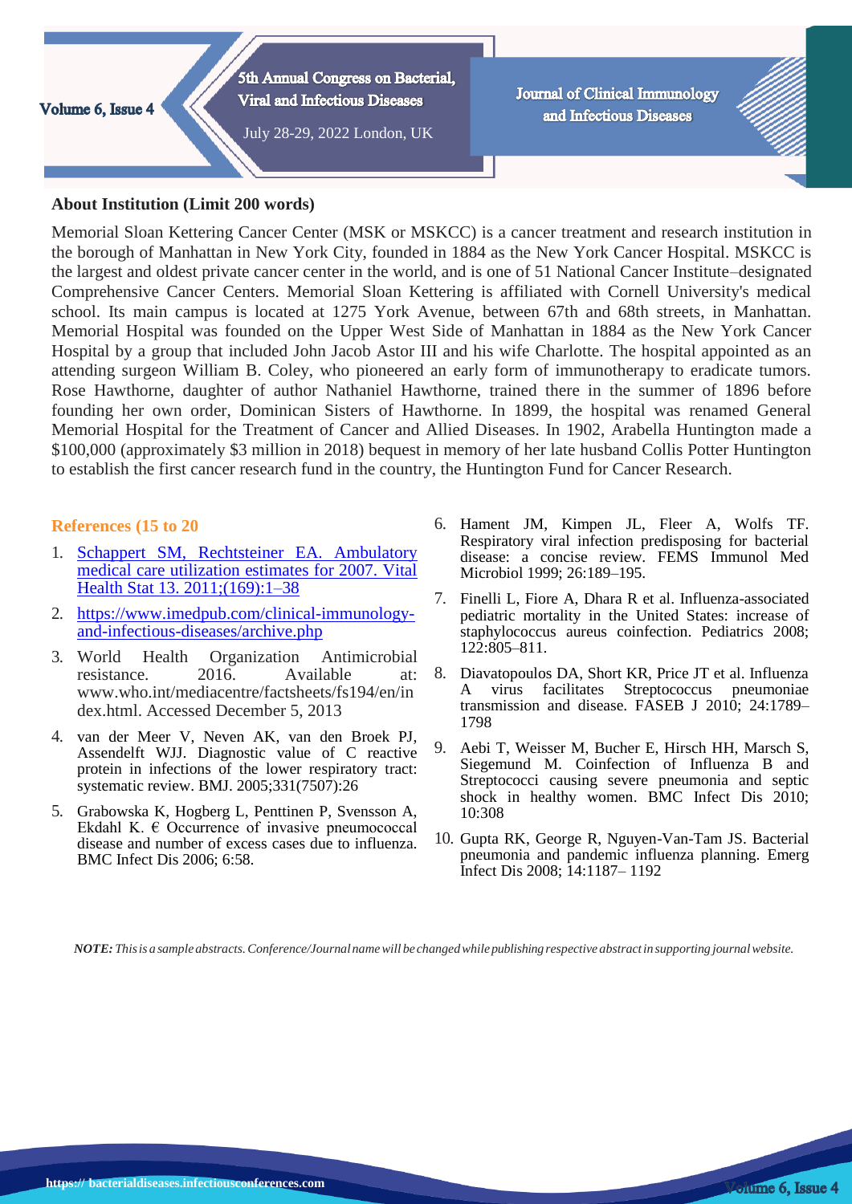**About Institution (Limit 200 words)**

Memorial Sloan Kettering Cancer Center (MSK or MSKCC) is a cancer treatment and research institution in the borough of Manhattan in New York City, founded in 1884 as the New York Cancer Hospital. MSKCC is the largest and oldest private cancer center in the world, and is one of 51 National Cancer Institute–designated Comprehensive Cancer Centers. Memorial Sloan Kettering is affiliated with Cornell University's medical school. Its main campus is located at 1275 York Avenue, between 67th and 68th streets, in Manhattan. Memorial Hospital was founded on the Upper West Side of Manhattan in 1884 as the New York Cancer Hospital by a group that included John Jacob Astor III and his wife Charlotte. The hospital appointed as an attending surgeon William B. Coley, who pioneered an early form of immunotherapy to eradicate tumors. Rose Hawthorne, daughter of author Nathaniel Hawthorne, trained there in the summer of 1896 before founding her own order, Dominican Sisters of Hawthorne. In 1899, the hospital was renamed General Memorial Hospital for the Treatment of Cancer and Allied Diseases. In 1902, Arabella Huntington made a $100,000 (approximately $3 million in 2018) bequest in memory of her late husband Collis Potter Huntington to establish the first cancer research fund in the country, the Huntington Fund for Cancer Research.

**References (15 to 20**

1. Schappert SM, Rechtsteiner EA. Ambulatory medical care utilization estimates for 2007. Vital Health Stat 13. 2011;(169):1–38
2. https://www.imedpub.com/clinical-immunology-and-infectious-diseases/archive.php
3. World Health Organization Antimicrobial resistance. 2016. Available at: www.who.int/mediacentre/factsheets/fs194/en/index.html. Accessed December 5, 2013
4. van der Meer V, Neven AK, van den Broek PJ, Assendelft WJJ. Diagnostic value of C reactive protein in infections of the lower respiratory tract: systematic review. BMJ. 2005;331(7507):26
5. Grabowska K, Hogberg L, Penttinen P, Svensson A, Ekdahl K. € Occurrence of invasive pneumococcal disease and number of excess cases due to influenza. BMC Infect Dis 2006; 6:58.
6. Hament JM, Kimpen JL, Fleer A, Wolfs TF. Respiratory viral infection predisposing for bacterial disease: a concise review. FEMS Immunol Med Microbiol 1999; 26:189–195.
7. Finelli L, Fiore A, Dhara R et al. Influenza-associated pediatric mortality in the United States: increase of staphylococcus aureus coinfection. Pediatrics 2008; 122:805–811.
8. Diavatopoulos DA, Short KR, Price JT et al. Influenza A virus facilitates Streptococcus pneumoniae transmission and disease. FASEB J 2010; 24:1789–1798
9. Aebi T, Weisser M, Bucher E, Hirsch HH, Marsch S, Siegemund M. Coinfection of Influenza B and Streptococci causing severe pneumonia and septic shock in healthy women. BMC Infect Dis 2010; 10:308
10. Gupta RK, George R, Nguyen-Van-Tam JS. Bacterial pneumonia and pandemic influenza planning. Emerg Infect Dis 2008; 14:1187– 1192

***NOTE:*** *This is a sample abstracts. Conference/Journal name will be changed while publishing respective abstract in supporting journal website.*